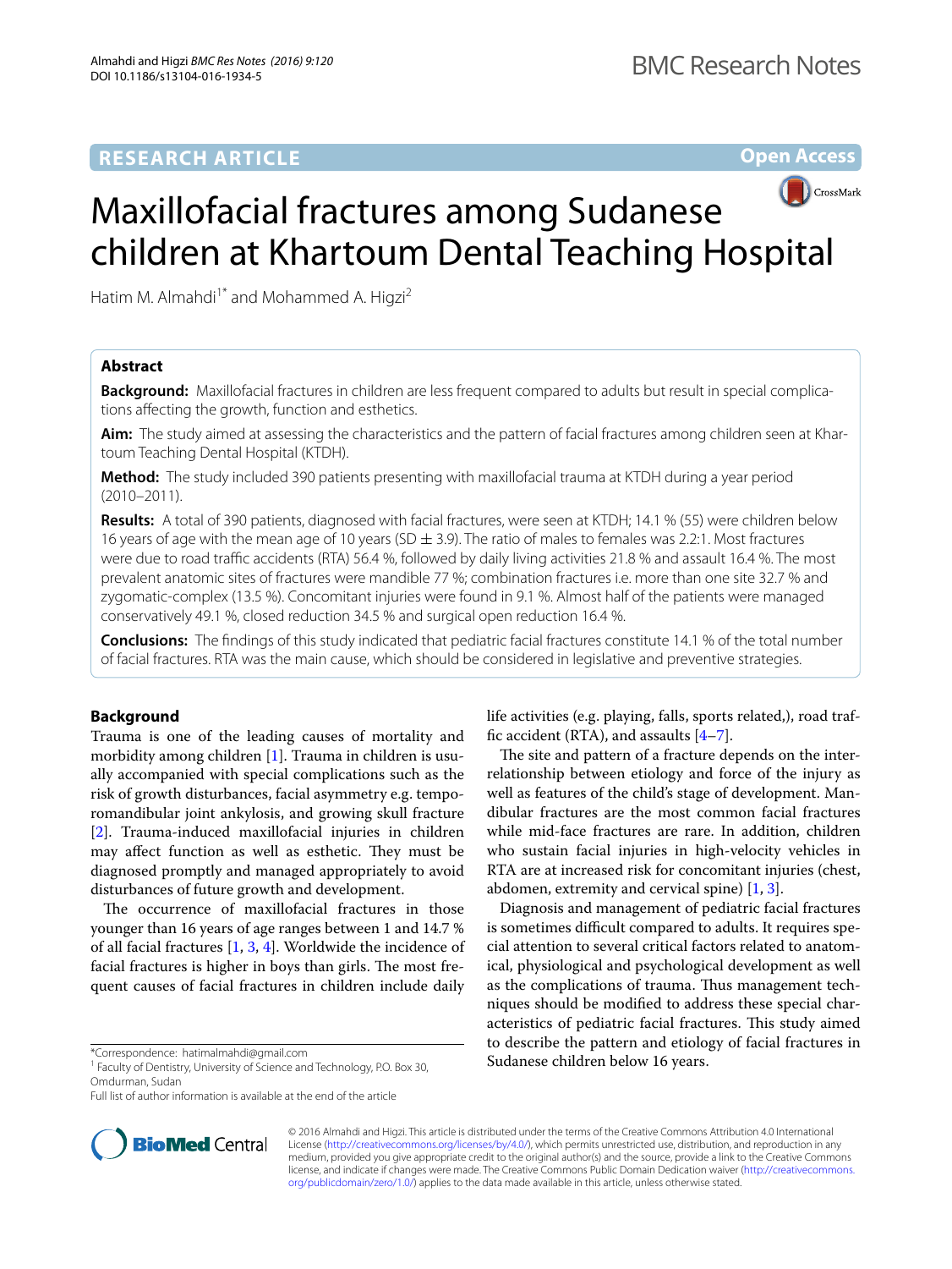RESEARCH ARTICLE

Open Access

# Maxillofacial fractures among Sudanese children at Khartoum Dental Teaching Hospital

Hatim M. Almahdi[1*] and Mohammed A. Higzi[2]

## Abstract

**Background:** Maxillofacial fractures in children are less frequent compared to adults but result in special complications affecting the growth, function and esthetics.

**Aim:** The study aimed at assessing the characteristics and the pattern of facial fractures among children seen at Khartoum Teaching Dental Hospital (KTDH).

**Method:** The study included 390 patients presenting with maxillofacial trauma at KTDH during a year period (2010–2011).

**Results:** A total of 390 patients, diagnosed with facial fractures, were seen at KTDH; 14.1 % (55) were children below 16 years of age with the mean age of 10 years (SD ± 3.9). The ratio of males to females was 2.2:1. Most fractures were due to road traffic accidents (RTA) 56.4 %, followed by daily living activities 21.8 % and assault 16.4 %. The most prevalent anatomic sites of fractures were mandible 77 %; combination fractures i.e. more than one site 32.7 % and zygomatic-complex (13.5 %). Concomitant injuries were found in 9.1 %. Almost half of the patients were managed conservatively 49.1 %, closed reduction 34.5 % and surgical open reduction 16.4 %.

**Conclusions:** The findings of this study indicated that pediatric facial fractures constitute 14.1 % of the total number of facial fractures. RTA was the main cause, which should be considered in legislative and preventive strategies.

## Background

Trauma is one of the leading causes of mortality and morbidity among children [1]. Trauma in children is usually accompanied with special complications such as the risk of growth disturbances, facial asymmetry e.g. temporomandibular joint ankylosis, and growing skull fracture [2]. Trauma-induced maxillofacial injuries in children may affect function as well as esthetic. They must be diagnosed promptly and managed appropriately to avoid disturbances of future growth and development.

The occurrence of maxillofacial fractures in those younger than 16 years of age ranges between 1 and 14.7 % of all facial fractures [1, 3, 4]. Worldwide the incidence of facial fractures is higher in boys than girls. The most frequent causes of facial fractures in children include daily life activities (e.g. playing, falls, sports related,), road traffic accident (RTA), and assaults [4–7].

The site and pattern of a fracture depends on the interrelationship between etiology and force of the injury as well as features of the child's stage of development. Mandibular fractures are the most common facial fractures while mid-face fractures are rare. In addition, children who sustain facial injuries in high-velocity vehicles in RTA are at increased risk for concomitant injuries (chest, abdomen, extremity and cervical spine) [1, 3].

Diagnosis and management of pediatric facial fractures is sometimes difficult compared to adults. It requires special attention to several critical factors related to anatomical, physiological and psychological development as well as the complications of trauma. Thus management techniques should be modified to address these special characteristics of pediatric facial fractures. This study aimed to describe the pattern and etiology of facial fractures in Sudanese children below 16 years.

*Correspondence: hatimalmahdi@gmail.com
[1] Faculty of Dentistry, University of Science and Technology, P.O. Box 30, Omdurman, Sudan
Full list of author information is available at the end of the article

© 2016 Almahdi and Higzi. This article is distributed under the terms of the Creative Commons Attribution 4.0 International License (http://creativecommons.org/licenses/by/4.0/), which permits unrestricted use, distribution, and reproduction in any medium, provided you give appropriate credit to the original author(s) and the source, provide a link to the Creative Commons license, and indicate if changes were made. The Creative Commons Public Domain Dedication waiver (http://creativecommons.org/publicdomain/zero/1.0/) applies to the data made available in this article, unless otherwise stated.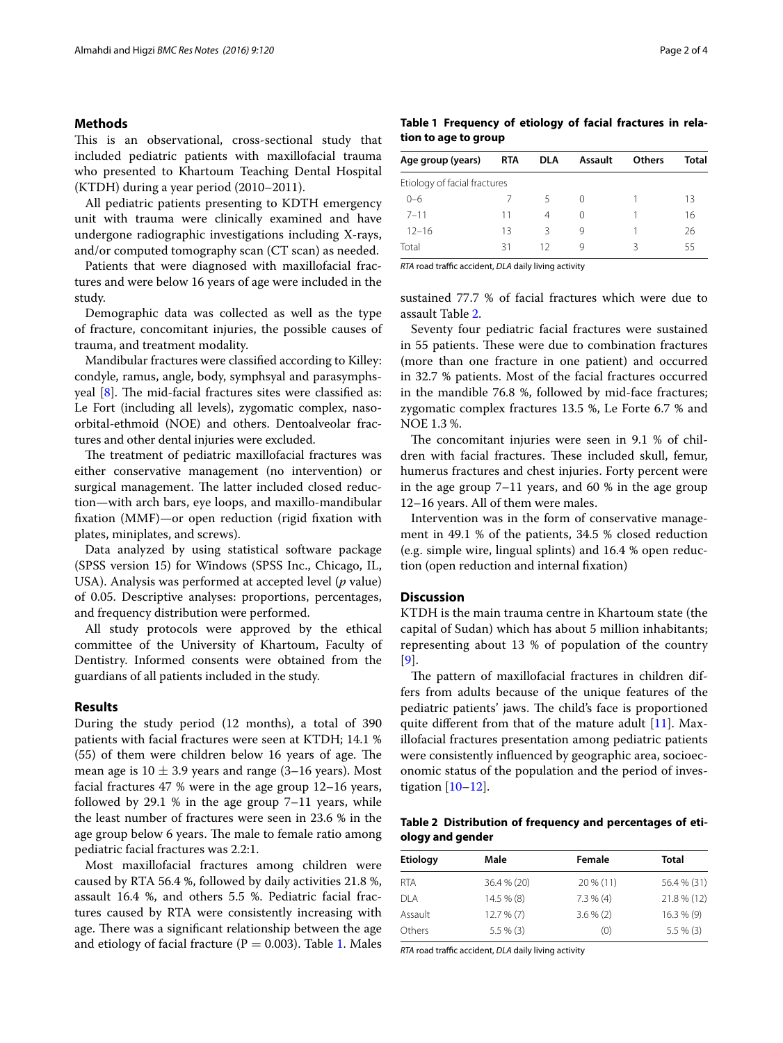## Methods

This is an observational, cross-sectional study that included pediatric patients with maxillofacial trauma who presented to Khartoum Teaching Dental Hospital (KTDH) during a year period (2010–2011).

All pediatric patients presenting to KDTH emergency unit with trauma were clinically examined and have undergone radiographic investigations including X-rays, and/or computed tomography scan (CT scan) as needed.

Patients that were diagnosed with maxillofacial fractures and were below 16 years of age were included in the study.

Demographic data was collected as well as the type of fracture, concomitant injuries, the possible causes of trauma, and treatment modality.

Mandibular fractures were classified according to Killey: condyle, ramus, angle, body, symphsyal and parasymphsyeal [8]. The mid-facial fractures sites were classified as: Le Fort (including all levels), zygomatic complex, naso-orbital-ethmoid (NOE) and others. Dentoalveolar fractures and other dental injuries were excluded.

The treatment of pediatric maxillofacial fractures was either conservative management (no intervention) or surgical management. The latter included closed reduction—with arch bars, eye loops, and maxillo-mandibular fixation (MMF)—or open reduction (rigid fixation with plates, miniplates, and screws).

Data analyzed by using statistical software package (SPSS version 15) for Windows (SPSS Inc., Chicago, IL, USA). Analysis was performed at accepted level (*p* value) of 0.05. Descriptive analyses: proportions, percentages, and frequency distribution were performed.

All study protocols were approved by the ethical committee of the University of Khartoum, Faculty of Dentistry. Informed consents were obtained from the guardians of all patients included in the study.

## Results

During the study period (12 months), a total of 390 patients with facial fractures were seen at KTDH; 14.1 % (55) of them were children below 16 years of age. The mean age is 10 ± 3.9 years and range (3–16 years). Most facial fractures 47 % were in the age group 12–16 years, followed by 29.1 % in the age group 7–11 years, while the least number of fractures were seen in 23.6 % in the age group below 6 years. The male to female ratio among pediatric facial fractures was 2.2:1.

Most maxillofacial fractures among children were caused by RTA 56.4 %, followed by daily activities 21.8 %, assault 16.4 %, and others 5.5 %. Pediatric facial fractures caused by RTA were consistently increasing with age. There was a significant relationship between the age and etiology of facial fracture (P = 0.003). Table 1. Males sustained 77.7 % of facial fractures which were due to assault Table 2.

**Table 1 Frequency of etiology of facial fractures in relation to age to group**

| Age group (years) | RTA | DLA | Assault | Others | Total |
|---|---|---|---|---|---|
| Etiology of facial fractures | | | | | |
| 0–6 | 7 | 5 | 0 | 1 | 13 |
| 7–11 | 11 | 4 | 0 | 1 | 16 |
| 12–16 | 13 | 3 | 9 | 1 | 26 |
| Total | 31 | 12 | 9 | 3 | 55 |

*RTA* road traffic accident, *DLA* daily living activity

Seventy four pediatric facial fractures were sustained in 55 patients. These were due to combination fractures (more than one fracture in one patient) and occurred in 32.7 % patients. Most of the facial fractures occurred in the mandible 76.8 %, followed by mid-face fractures; zygomatic complex fractures 13.5 %, Le Forte 6.7 % and NOE 1.3 %.

The concomitant injuries were seen in 9.1 % of children with facial fractures. These included skull, femur, humerus fractures and chest injuries. Forty percent were in the age group 7–11 years, and 60 % in the age group 12–16 years. All of them were males.

Intervention was in the form of conservative management in 49.1 % of the patients, 34.5 % closed reduction (e.g. simple wire, lingual splints) and 16.4 % open reduction (open reduction and internal fixation)

## Discussion

KTDH is the main trauma centre in Khartoum state (the capital of Sudan) which has about 5 million inhabitants; representing about 13 % of population of the country [9].

The pattern of maxillofacial fractures in children differs from adults because of the unique features of the pediatric patients' jaws. The child's face is proportioned quite different from that of the mature adult [11]. Maxillofacial fractures presentation among pediatric patients were consistently influenced by geographic area, socioeconomic status of the population and the period of investigation [10–12].

**Table 2 Distribution of frequency and percentages of etiology and gender**

| Etiology | Male | Female | Total |
|---|---|---|---|
| RTA | 36.4 % (20) | 20 % (11) | 56.4 % (31) |
| DLA | 14.5 % (8) | 7.3 % (4) | 21.8 % (12) |
| Assault | 12.7 % (7) | 3.6 % (2) | 16.3 % (9) |
| Others | 5.5 % (3) | (0) | 5.5 % (3) |

*RTA* road traffic accident, *DLA* daily living activity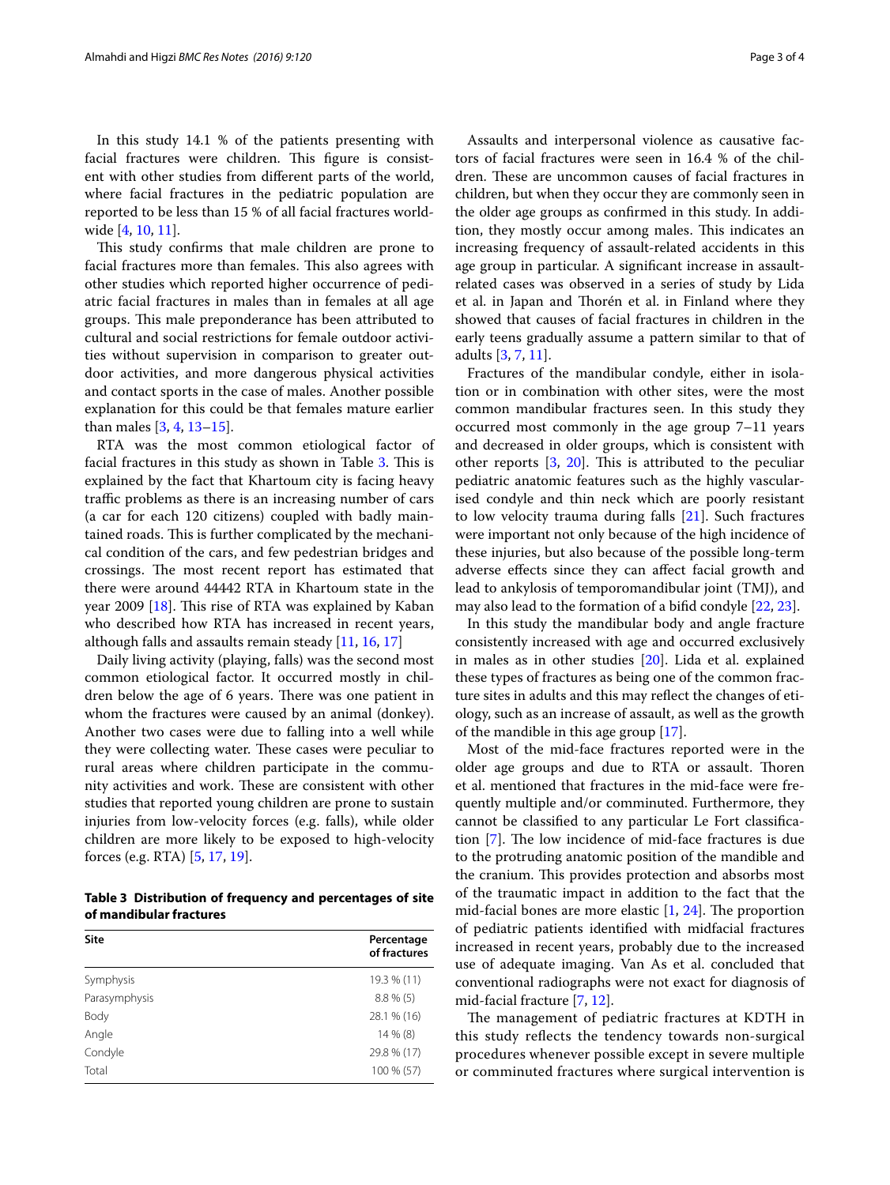In this study 14.1 % of the patients presenting with facial fractures were children. This figure is consistent with other studies from different parts of the world, where facial fractures in the pediatric population are reported to be less than 15 % of all facial fractures worldwide [4, 10, 11].

This study confirms that male children are prone to facial fractures more than females. This also agrees with other studies which reported higher occurrence of pediatric facial fractures in males than in females at all age groups. This male preponderance has been attributed to cultural and social restrictions for female outdoor activities without supervision in comparison to greater outdoor activities, and more dangerous physical activities and contact sports in the case of males. Another possible explanation for this could be that females mature earlier than males [3, 4, 13–15].

RTA was the most common etiological factor of facial fractures in this study as shown in Table 3. This is explained by the fact that Khartoum city is facing heavy traffic problems as there is an increasing number of cars (a car for each 120 citizens) coupled with badly maintained roads. This is further complicated by the mechanical condition of the cars, and few pedestrian bridges and crossings. The most recent report has estimated that there were around 44442 RTA in Khartoum state in the year 2009 [18]. This rise of RTA was explained by Kaban who described how RTA has increased in recent years, although falls and assaults remain steady [11, 16, 17]

Daily living activity (playing, falls) was the second most common etiological factor. It occurred mostly in children below the age of 6 years. There was one patient in whom the fractures were caused by an animal (donkey). Another two cases were due to falling into a well while they were collecting water. These cases were peculiar to rural areas where children participate in the community activities and work. These are consistent with other studies that reported young children are prone to sustain injuries from low-velocity forces (e.g. falls), while older children are more likely to be exposed to high-velocity forces (e.g. RTA) [5, 17, 19].

**Table 3 Distribution of frequency and percentages of site of mandibular fractures**

| Site | Percentage of fractures |
|---|---|
| Symphysis | 19.3 % (11) |
| Parasymphysis | 8.8 % (5) |
| Body | 28.1 % (16) |
| Angle | 14 % (8) |
| Condyle | 29.8 % (17) |
| Total | 100 % (57) |

Assaults and interpersonal violence as causative factors of facial fractures were seen in 16.4 % of the children. These are uncommon causes of facial fractures in children, but when they occur they are commonly seen in the older age groups as confirmed in this study. In addition, they mostly occur among males. This indicates an increasing frequency of assault-related accidents in this age group in particular. A significant increase in assault-related cases was observed in a series of study by Lida et al. in Japan and Thorén et al. in Finland where they showed that causes of facial fractures in children in the early teens gradually assume a pattern similar to that of adults [3, 7, 11].

Fractures of the mandibular condyle, either in isolation or in combination with other sites, were the most common mandibular fractures seen. In this study they occurred most commonly in the age group 7–11 years and decreased in older groups, which is consistent with other reports [3, 20]. This is attributed to the peculiar pediatric anatomic features such as the highly vascularised condyle and thin neck which are poorly resistant to low velocity trauma during falls [21]. Such fractures were important not only because of the high incidence of these injuries, but also because of the possible long-term adverse effects since they can affect facial growth and lead to ankylosis of temporomandibular joint (TMJ), and may also lead to the formation of a bifid condyle [22, 23].

In this study the mandibular body and angle fracture consistently increased with age and occurred exclusively in males as in other studies [20]. Lida et al. explained these types of fractures as being one of the common fracture sites in adults and this may reflect the changes of etiology, such as an increase of assault, as well as the growth of the mandible in this age group [17].

Most of the mid-face fractures reported were in the older age groups and due to RTA or assault. Thoren et al. mentioned that fractures in the mid-face were frequently multiple and/or comminuted. Furthermore, they cannot be classified to any particular Le Fort classification [7]. The low incidence of mid-face fractures is due to the protruding anatomic position of the mandible and the cranium. This provides protection and absorbs most of the traumatic impact in addition to the fact that the mid-facial bones are more elastic [1, 24]. The proportion of pediatric patients identified with midfacial fractures increased in recent years, probably due to the increased use of adequate imaging. Van As et al. concluded that conventional radiographs were not exact for diagnosis of mid-facial fracture [7, 12].

The management of pediatric fractures at KDTH in this study reflects the tendency towards non-surgical procedures whenever possible except in severe multiple or comminuted fractures where surgical intervention is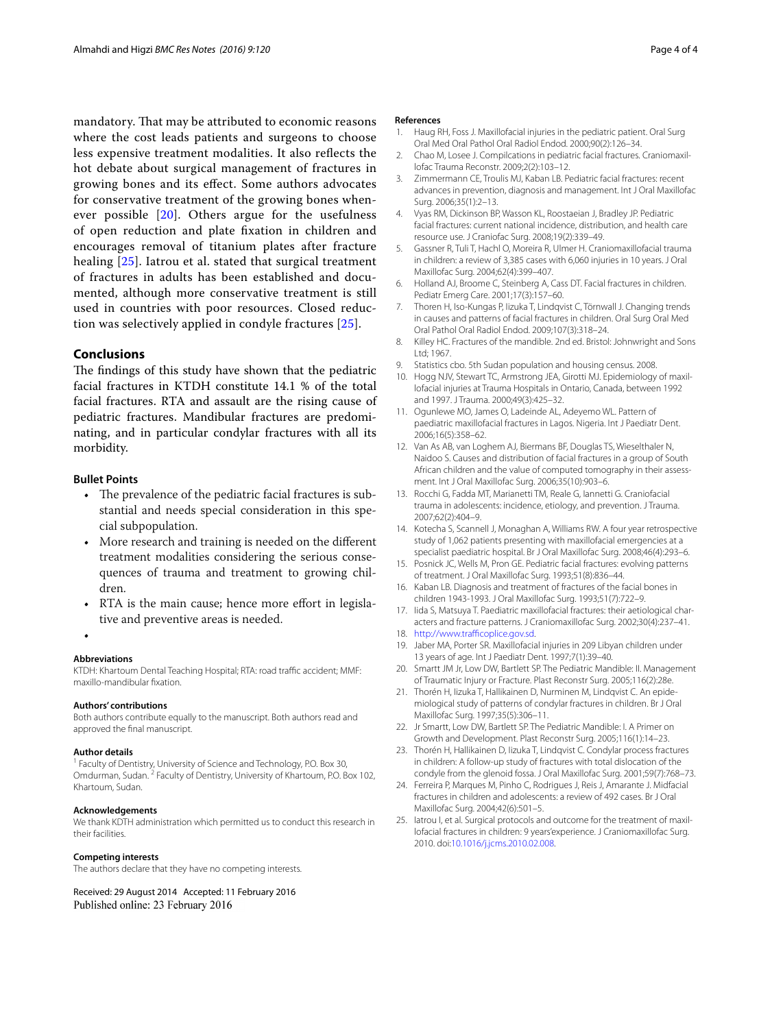mandatory. That may be attributed to economic reasons where the cost leads patients and surgeons to choose less expensive treatment modalities. It also reflects the hot debate about surgical management of fractures in growing bones and its effect. Some authors advocates for conservative treatment of the growing bones whenever possible [20]. Others argue for the usefulness of open reduction and plate fixation in children and encourages removal of titanium plates after fracture healing [25]. Iatrou et al. stated that surgical treatment of fractures in adults has been established and documented, although more conservative treatment is still used in countries with poor resources. Closed reduction was selectively applied in condyle fractures [25].

## Conclusions

The findings of this study have shown that the pediatric facial fractures in KTDH constitute 14.1 % of the total facial fractures. RTA and assault are the rising cause of pediatric fractures. Mandibular fractures are predominating, and in particular condylar fractures with all its morbidity.

### Bullet Points

- The prevalence of the pediatric facial fractures is substantial and needs special consideration in this special subpopulation.
- More research and training is needed on the different treatment modalities considering the serious consequences of trauma and treatment to growing children.
- RTA is the main cause; hence more effort in legislative and preventive areas is needed.
- 

#### Abbreviations

KTDH: Khartoum Dental Teaching Hospital; RTA: road traffic accident; MMF: maxillo-mandibular fixation.

#### Authors' contributions

Both authors contribute equally to the manuscript. Both authors read and approved the final manuscript.

#### Author details

[1] Faculty of Dentistry, University of Science and Technology, P.O. Box 30, Omdurman, Sudan. [2] Faculty of Dentistry, University of Khartoum, P.O. Box 102, Khartoum, Sudan.

#### Acknowledgements

We thank KDTH administration which permitted us to conduct this research in their facilities.

#### Competing interests

The authors declare that they have no competing interests.

Received: 29 August 2014 Accepted: 11 February 2016
Published online: 23 February 2016

#### References

1. Haug RH, Foss J. Maxillofacial injuries in the pediatric patient. Oral Surg Oral Med Oral Pathol Oral Radiol Endod. 2000;90(2):126–34.
2. Chao M, Losee J. Compilcations in pediatric facial fractures. Craniomaxillofac Trauma Reconstr. 2009;2(2):103–12.
3. Zimmermann CE, Troulis MJ, Kaban LB. Pediatric facial fractures: recent advances in prevention, diagnosis and management. Int J Oral Maxillofac Surg. 2006;35(1):2–13.
4. Vyas RM, Dickinson BP, Wasson KL, Roostaeian J, Bradley JP. Pediatric facial fractures: current national incidence, distribution, and health care resource use. J Craniofac Surg. 2008;19(2):339–49.
5. Gassner R, Tuli T, Hachl O, Moreira R, Ulmer H. Craniomaxillofacial trauma in children: a review of 3,385 cases with 6,060 injuries in 10 years. J Oral Maxillofac Surg. 2004;62(4):399–407.
6. Holland AJ, Broome C, Steinberg A, Cass DT. Facial fractures in children. Pediatr Emerg Care. 2001;17(3):157–60.
7. Thoren H, Iso-Kungas P, Iizuka T, Lindqvist C, Törnwall J. Changing trends in causes and patterns of facial fractures in children. Oral Surg Oral Med Oral Pathol Oral Radiol Endod. 2009;107(3):318–24.
8. Killey HC. Fractures of the mandible. 2nd ed. Bristol: Johnwright and Sons Ltd; 1967.
9. Statistics cbo. 5th Sudan population and housing census. 2008.
10. Hogg NJV, Stewart TC, Armstrong JEA, Girotti MJ. Epidemiology of maxillofacial injuries at Trauma Hospitals in Ontario, Canada, between 1992 and 1997. J Trauma. 2000;49(3):425–32.
11. Ogunlewe MO, James O, Ladeinde AL, Adeyemo WL. Pattern of paediatric maxillofacial fractures in Lagos. Nigeria. Int J Paediatr Dent. 2006;16(5):358–62.
12. Van As AB, van Loghem AJ, Biermans BF, Douglas TS, Wieselthaler N, Naidoo S. Causes and distribution of facial fractures in a group of South African children and the value of computed tomography in their assessment. Int J Oral Maxillofac Surg. 2006;35(10):903–6.
13. Rocchi G, Fadda MT, Marianetti TM, Reale G, Iannetti G. Craniofacial trauma in adolescents: incidence, etiology, and prevention. J Trauma. 2007;62(2):404–9.
14. Kotecha S, Scannell J, Monaghan A, Williams RW. A four year retrospective study of 1,062 patients presenting with maxillofacial emergencies at a specialist paediatric hospital. Br J Oral Maxillofac Surg. 2008;46(4):293–6.
15. Posnick JC, Wells M, Pron GE. Pediatric facial fractures: evolving patterns of treatment. J Oral Maxillofac Surg. 1993;51(8):836–44.
16. Kaban LB. Diagnosis and treatment of fractures of the facial bones in children 1943-1993. J Oral Maxillofac Surg. 1993;51(7):722–9.
17. Iida S, Matsuya T. Paediatric maxillofacial fractures: their aetiological characters and fracture patterns. J Craniomaxillofac Surg. 2002;30(4):237–41.
18. http://www.trafficoplice.gov.sd.
19. Jaber MA, Porter SR. Maxillofacial injuries in 209 Libyan children under 13 years of age. Int J Paediatr Dent. 1997;7(1):39–40.
20. Smartt JM Jr, Low DW, Bartlett SP. The Pediatric Mandible: II. Management of Traumatic Injury or Fracture. Plast Reconstr Surg. 2005;116(2):28e.
21. Thorén H, Iizuka T, Hallikainen D, Nurminen M, Lindqvist C. An epidemiological study of patterns of condylar fractures in children. Br J Oral Maxillofac Surg. 1997;35(5):306–11.
22. Jr Smartt, Low DW, Bartlett SP. The Pediatric Mandible: I. A Primer on Growth and Development. Plast Reconstr Surg. 2005;116(1):14–23.
23. Thorén H, Hallikainen D, Iizuka T, Lindqvist C. Condylar process fractures in children: A follow-up study of fractures with total dislocation of the condyle from the glenoid fossa. J Oral Maxillofac Surg. 2001;59(7):768–73.
24. Ferreira P, Marques M, Pinho C, Rodrigues J, Reis J, Amarante J. Midfacial fractures in children and adolescents: a review of 492 cases. Br J Oral Maxillofac Surg. 2004;42(6):501–5.
25. Iatrou I, et al. Surgical protocols and outcome for the treatment of maxillofacial fractures in children: 9 years'experience. J Craniomaxillofac Surg. 2010. doi:10.1016/j.jcms.2010.02.008.